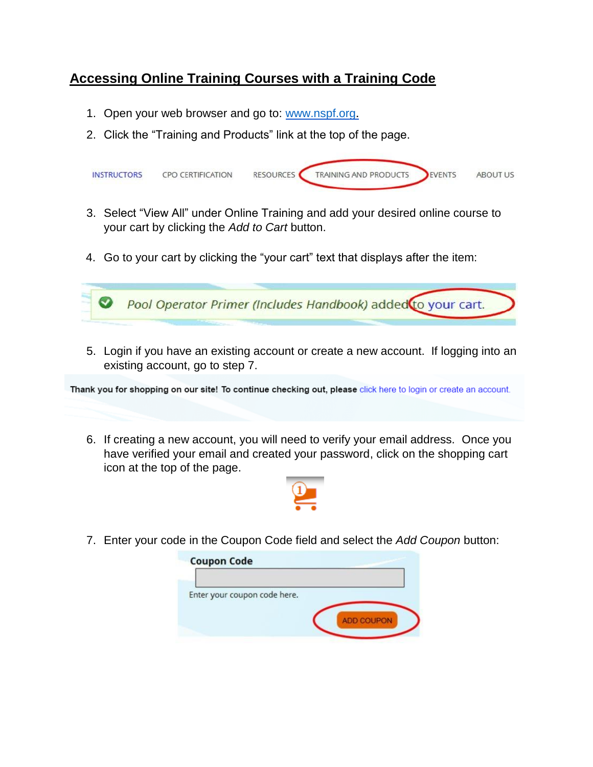# Accessing Online Training Courses with a Training Code

1. Open your web browser and go to: [www.nspf.org](http://www.nspf.org).
2. Click the "Training and Products" link at the top of the page.

INSTRUCTORS CPO CERTIFICATION RESOURCES TRAINING AND PRODUCTS EVENTS ABOUT US

3. Select "View All" under Online Training and add your desired online course to your cart by clicking the *Add to Cart* button.

4. Go to your cart by clicking the "your cart" text that displays after the item:

*Pool Operator Primer (Includes Handbook) added to your cart.*

5. Login if you have an existing account or create a new account. If logging into an existing account, go to step 7.

**Thank you for shopping on our site! To continue checking out, please** click here to login or create an account.

6. If creating a new account, you will need to verify your email address. Once you have verified your email and created your password, click on the shopping cart icon at the top of the page.

7. Enter your code in the Coupon Code field and select the *Add Coupon* button:

**Coupon Code**

Enter your coupon code here.

ADD COUPON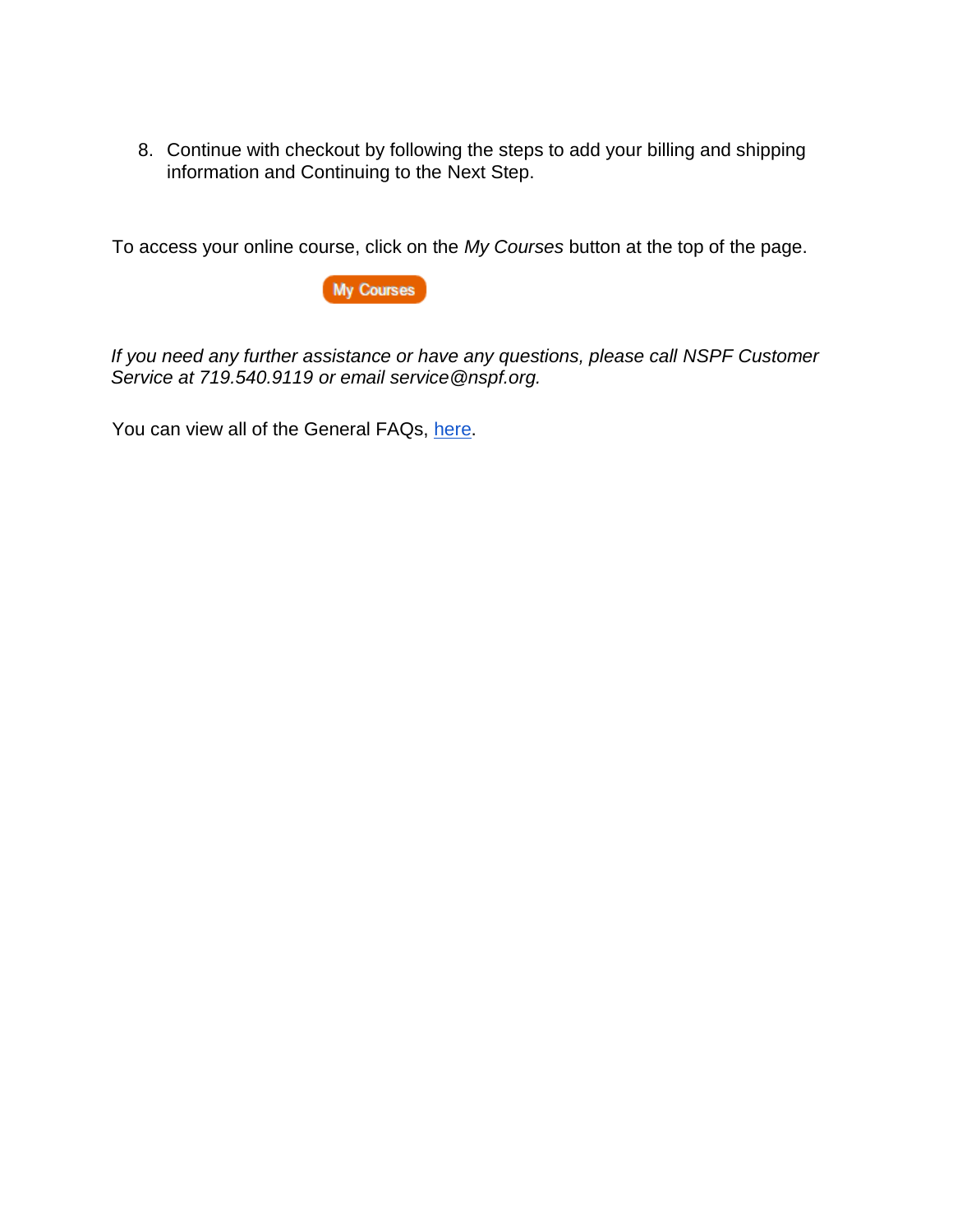8. Continue with checkout by following the steps to add your billing and shipping information and Continuing to the Next Step.

To access your online course, click on the *My Courses* button at the top of the page.

My Courses

*If you need any further assistance or have any questions, please call NSPF Customer Service at 719.540.9119 or email service@nspf.org.*

You can view all of the General FAQs, here.